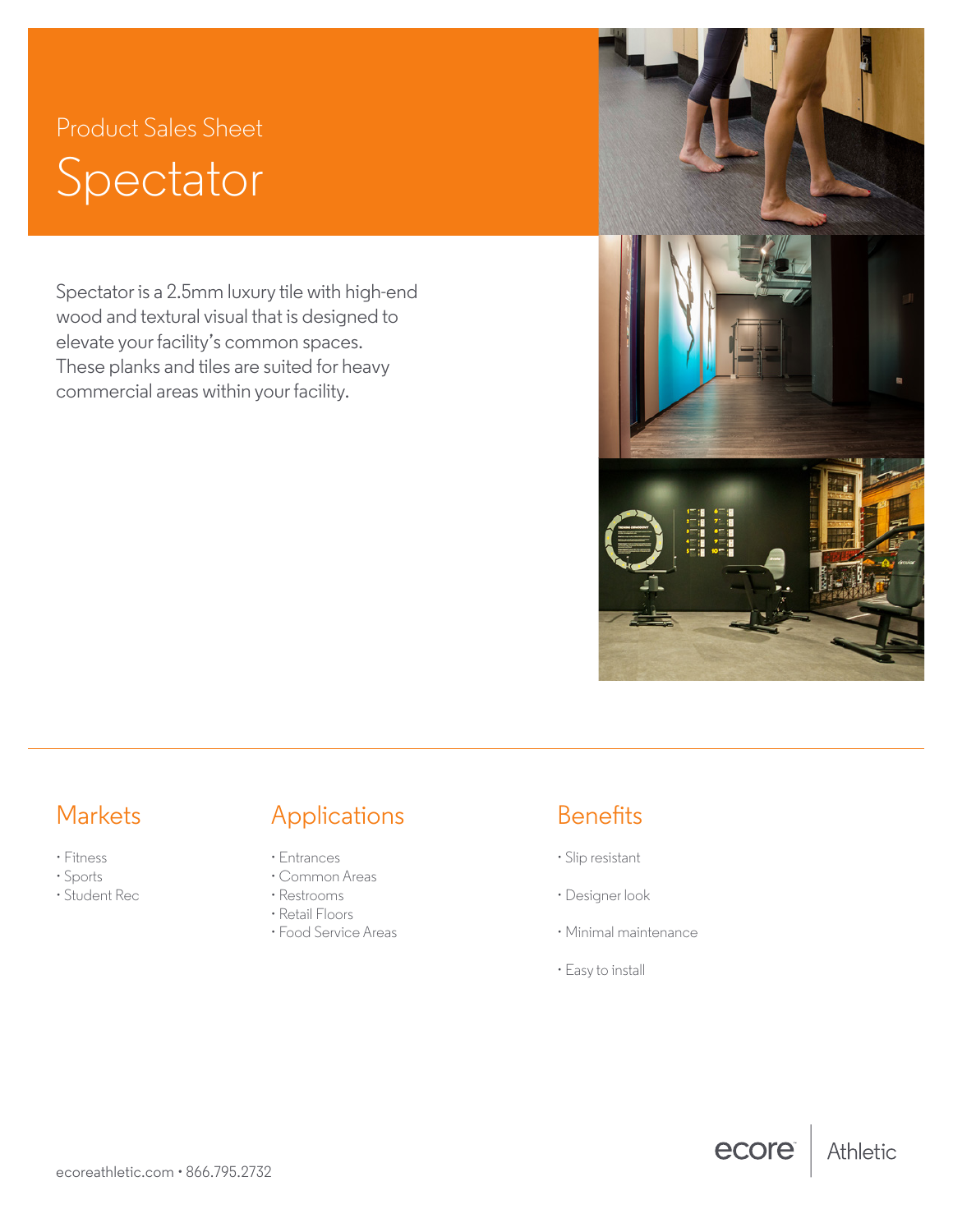Product Sales Sheet

# Spectator

Spectator is a 2.5mm luxury tile with high-end wood and textural visual that is designed to elevate your facility's common spaces. These planks and tiles are suited for heavy commercial areas within your facility.

## Markets

- Fitness
- Sports
- Student Rec

## Applications

- Entrances
- Common Areas
- Restrooms
- Retail Floors
- Food Service Areas

## Benefits

- Slip resistant
- Designer look
- Minimal maintenance
- Easy to install

ecoreathletic.com • 866.795.2732

ecore | Athletic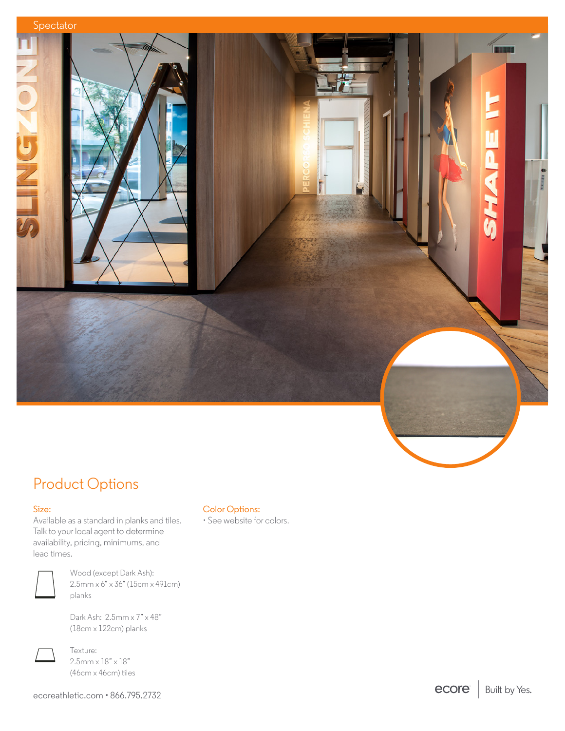Spectator

## Product Options

**Size:**
Available as a standard in planks and tiles. Talk to your local agent to determine availability, pricing, minimums, and lead times.

Wood (except Dark Ash):
2.5mm x 6" x 36" (15cm x 491cm) planks

Dark Ash: 2.5mm x 7" x 48" (18cm x 122cm) planks

Texture:
2.5mm x 18" x 18" (46cm x 46cm) tiles

**Color Options:**
- See website for colors.

ecoreathletic.com • 866.795.2732

ecore | Built by Yes.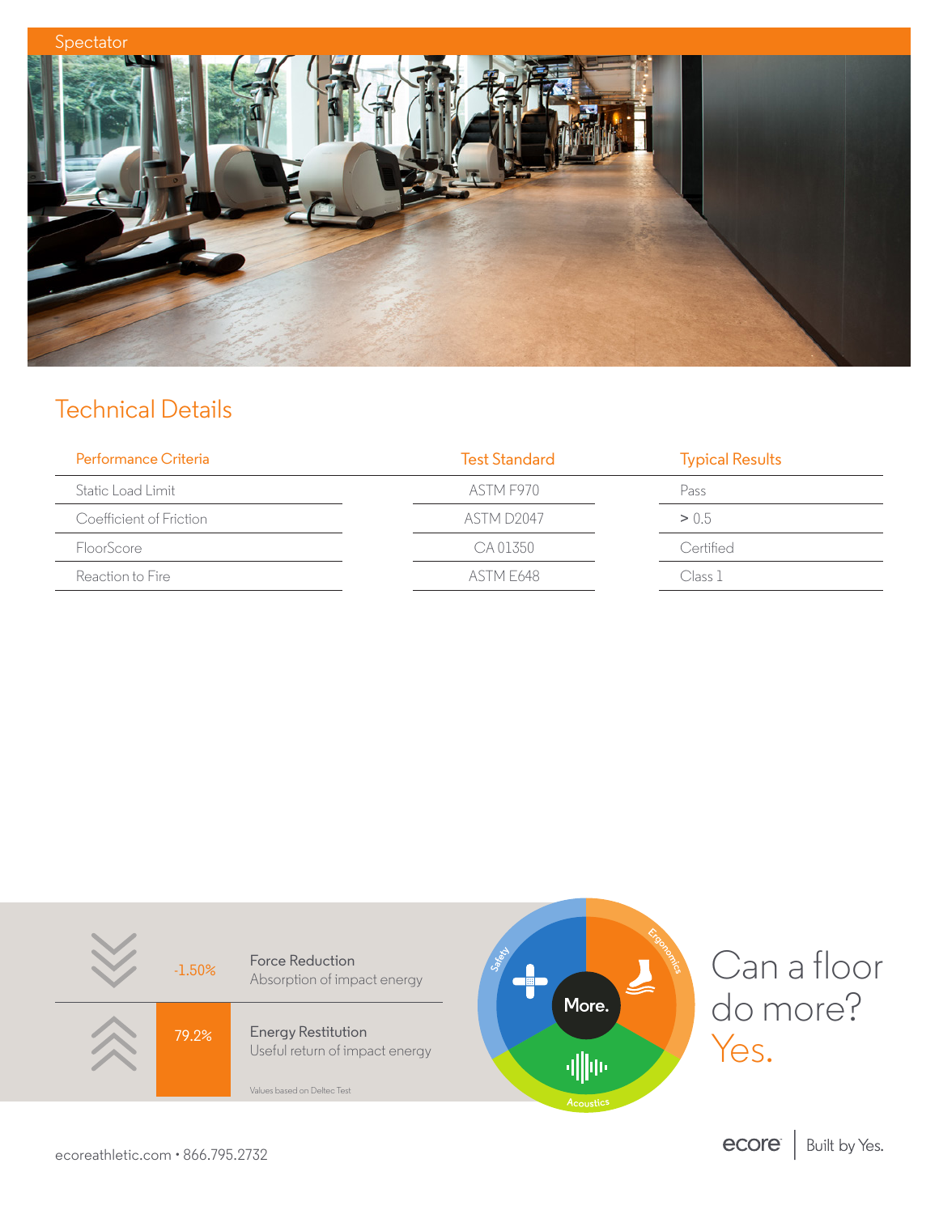Spectator

## Technical Details

| Performance Criteria | Test Standard | Typical Results |
| --- | --- | --- |
| Static Load Limit | ASTM F970 | Pass |
| Coefficient of Friction | ASTM D2047 | > 0.5 |
| FloorScore | CA 01350 | Certified |
| Reaction to Fire | ASTM E648 | Class 1 |

-1.50% **Force Reduction**
Absorption of impact energy

79.2% **Energy Restitution**
Useful return of impact energy

Values based on Deltec Test

Safety
Ergonomics
Acoustics
More.

Can a floor do more? Yes.

ecoreathletic.com • 866.795.2732

ecore | Built by Yes.